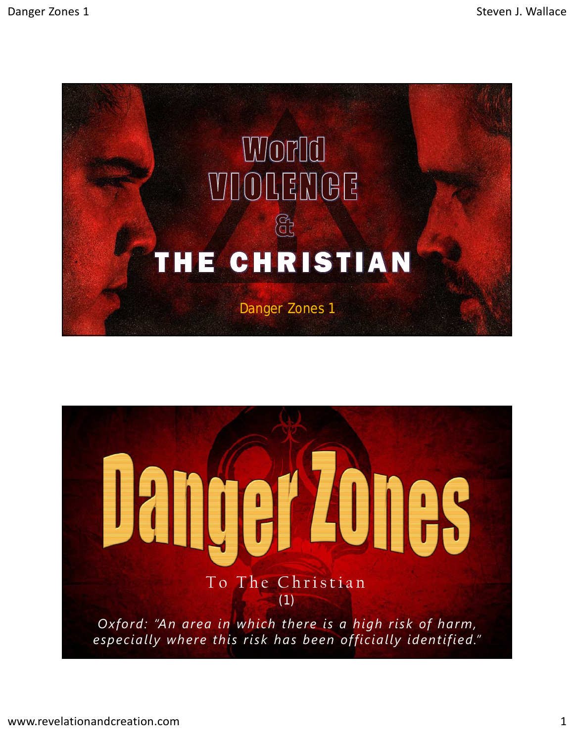# World VIOLENCE & THE CHRISTIAN

Danger Zones 1

# Danger Zones

To The Christian

(1)

*Oxford: "An area in which there is a high risk of harm, especially where this risk has been officially identified."*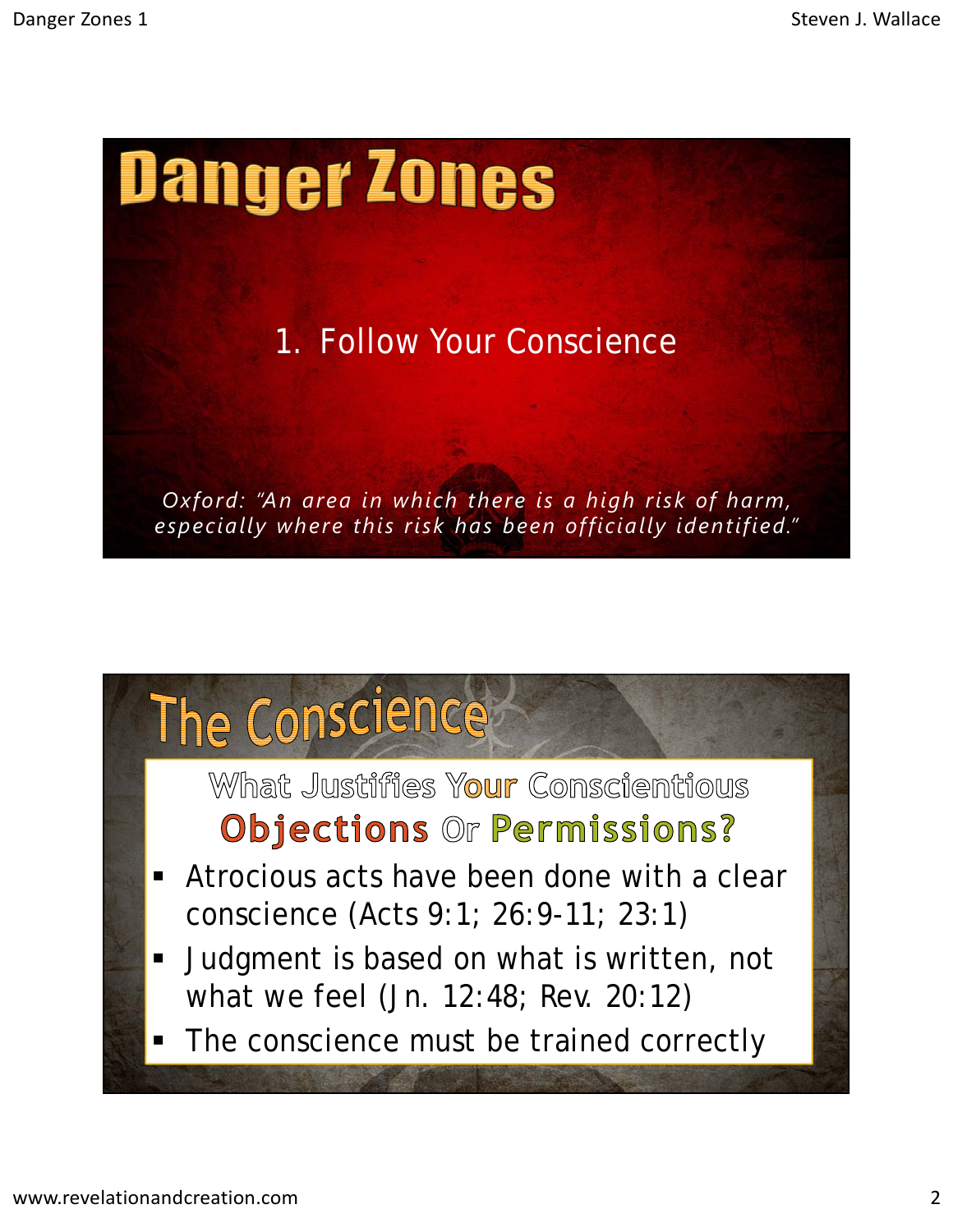# Danger Zones

## 1. Follow Your Conscience

*Oxford: "An area in which there is a high risk of harm, especially where this risk has been officially identified."*

# The Conscience

### What Justifies Your Conscientious **Objections** Or **Permissions?**

- Atrocious acts have been done with a clear conscience (Acts 9:1; 26:9-11; 23:1)
- Judgment is based on what is written, not what we feel (Jn. 12:48; Rev. 20:12)
- The conscience must be trained correctly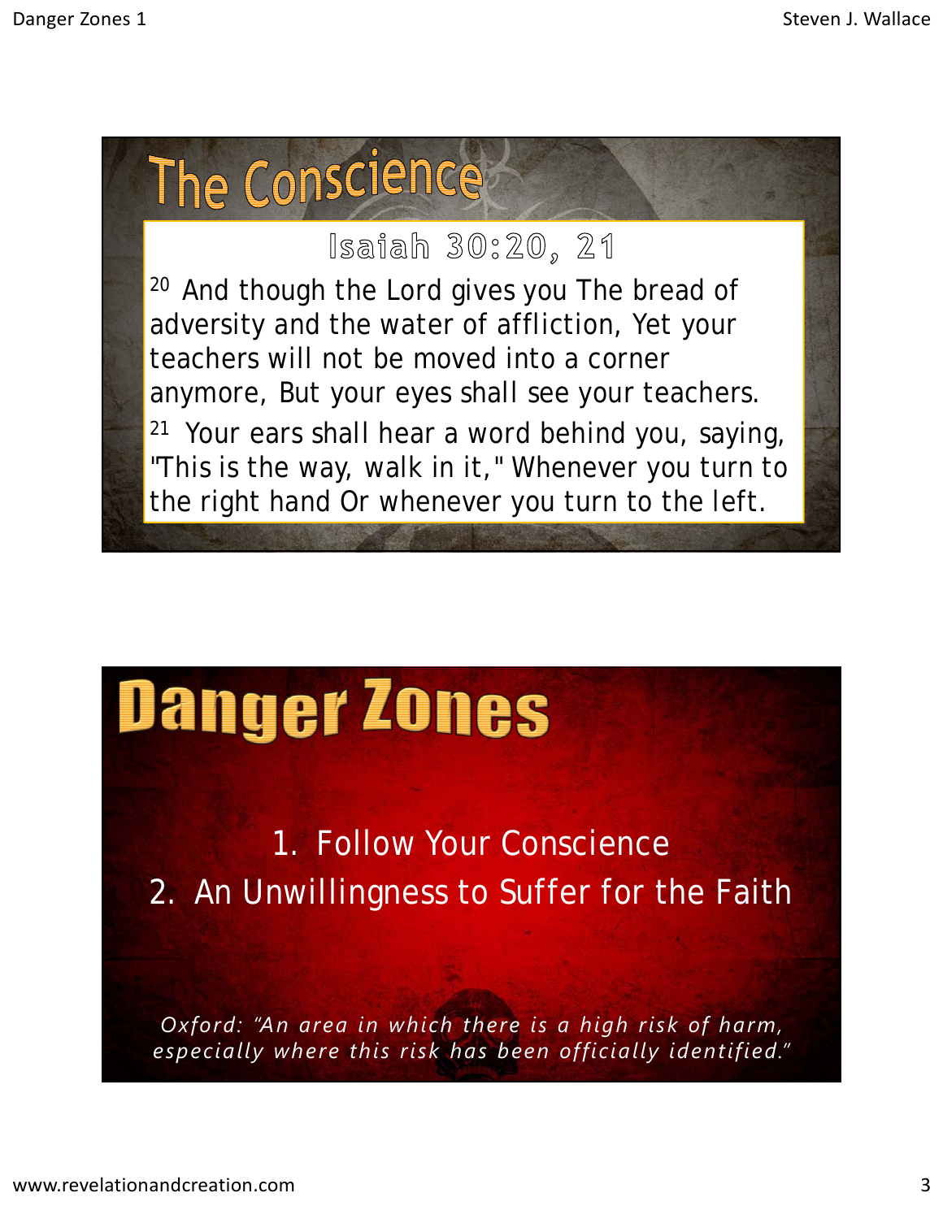## The Conscience

### Isaiah 30:20, 21

[20] And though the Lord gives you The bread of adversity and the water of affliction, Yet your teachers will not be moved into a corner anymore, But your eyes shall see your teachers.

[21] Your ears shall hear a word behind you, saying, "This is the way, walk in it," Whenever you turn to the right hand Or whenever you turn to the left.

## Danger Zones

1. Follow Your Conscience
2. An Unwillingness to Suffer for the Faith

*Oxford: "An area in which there is a high risk of harm, especially where this risk has been officially identified."*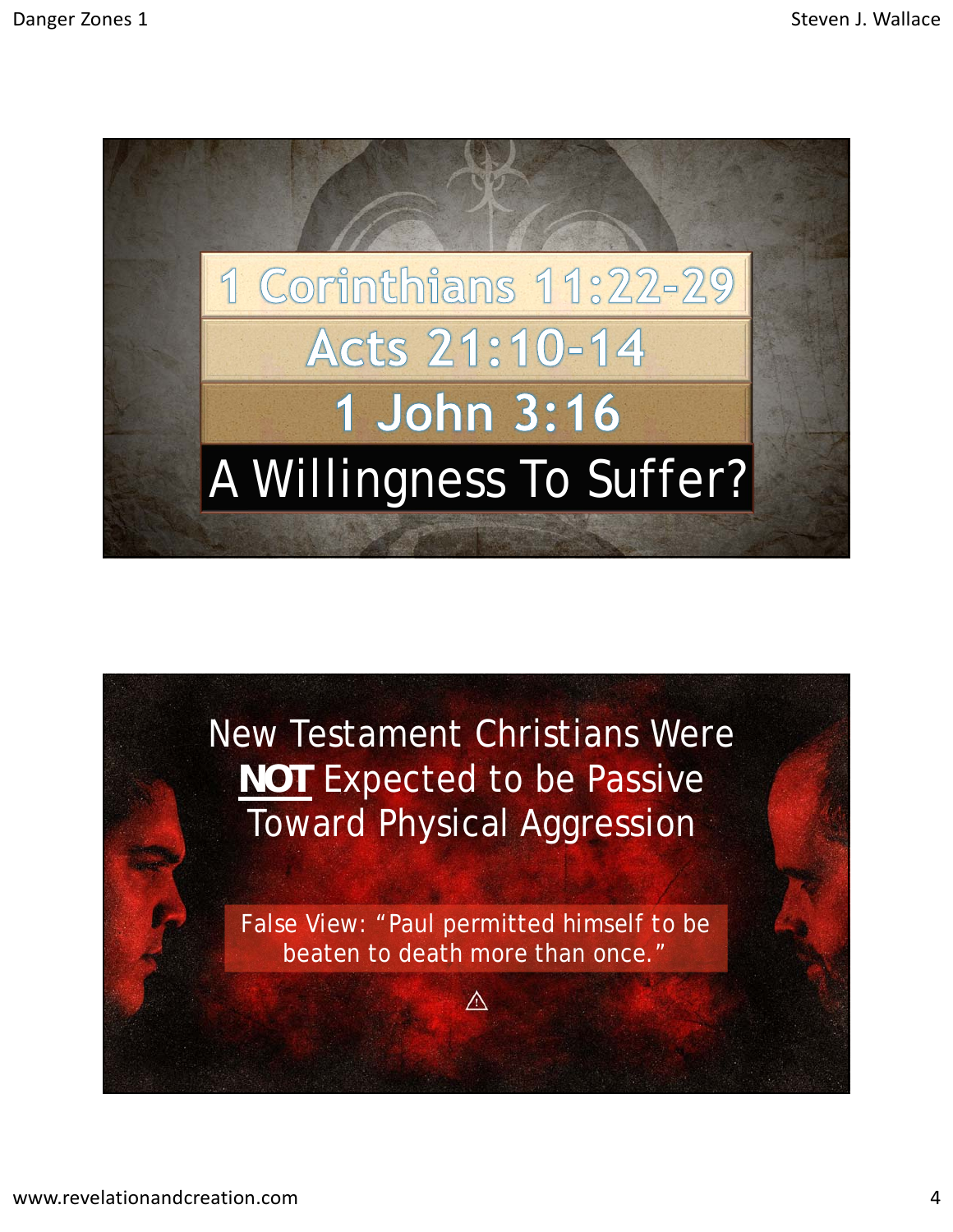1 Corinthians 11:22-29

Acts 21:10-14

1 John 3:16

A Willingness To Suffer?

New Testament Christians Were **NOT** Expected to be Passive Toward Physical Aggression

False View: "Paul permitted himself to be beaten to death more than once."

⚠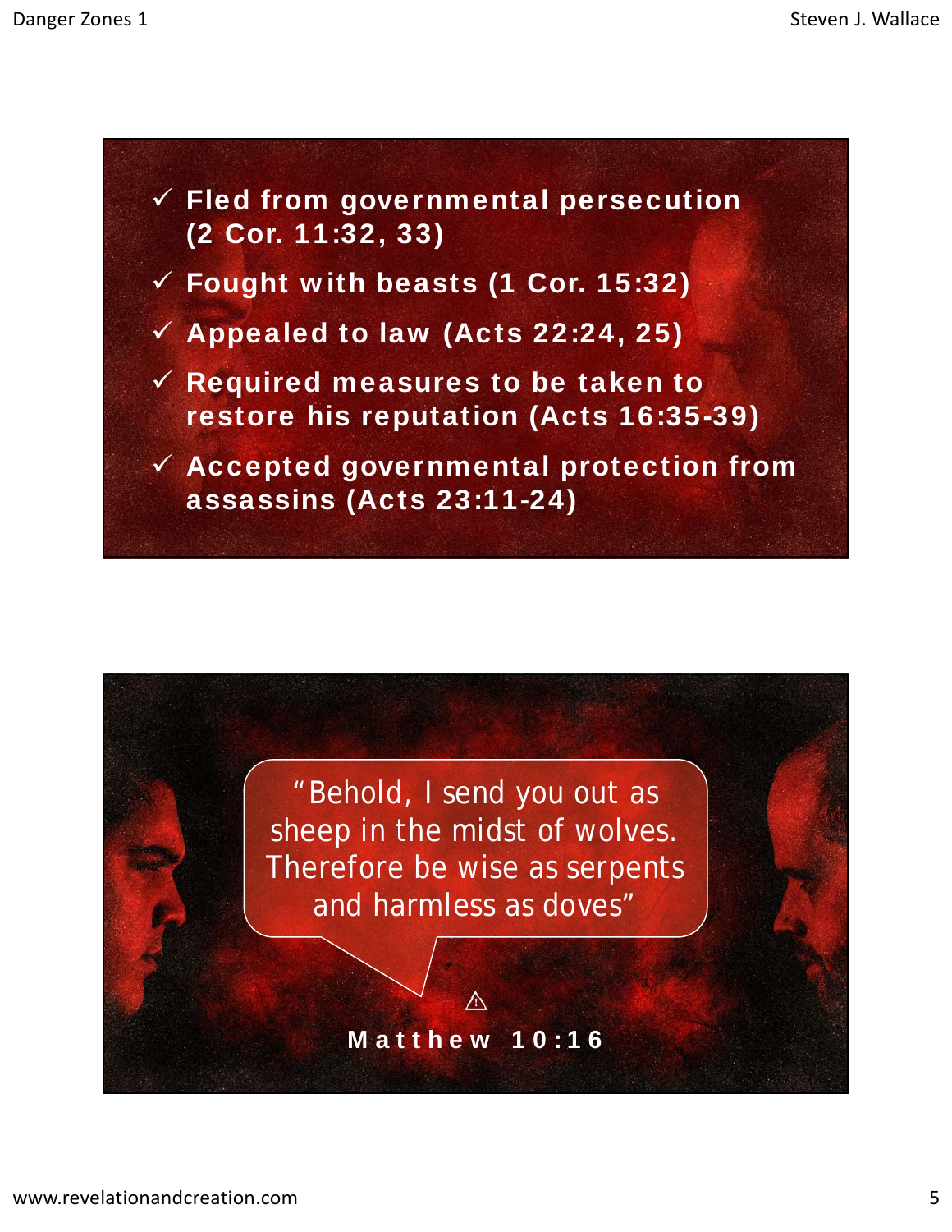- ✓ Fled from governmental persecution (2 Cor. 11:32, 33)
- ✓ Fought with beasts (1 Cor. 15:32)
- ✓ Appealed to law (Acts 22:24, 25)
- ✓ Required measures to be taken to restore his reputation (Acts 16:35-39)
- ✓ Accepted governmental protection from assassins (Acts 23:11-24)

"Behold, I send you out as sheep in the midst of wolves. Therefore be wise as serpents and harmless as doves"

⚠

Matthew 10:16